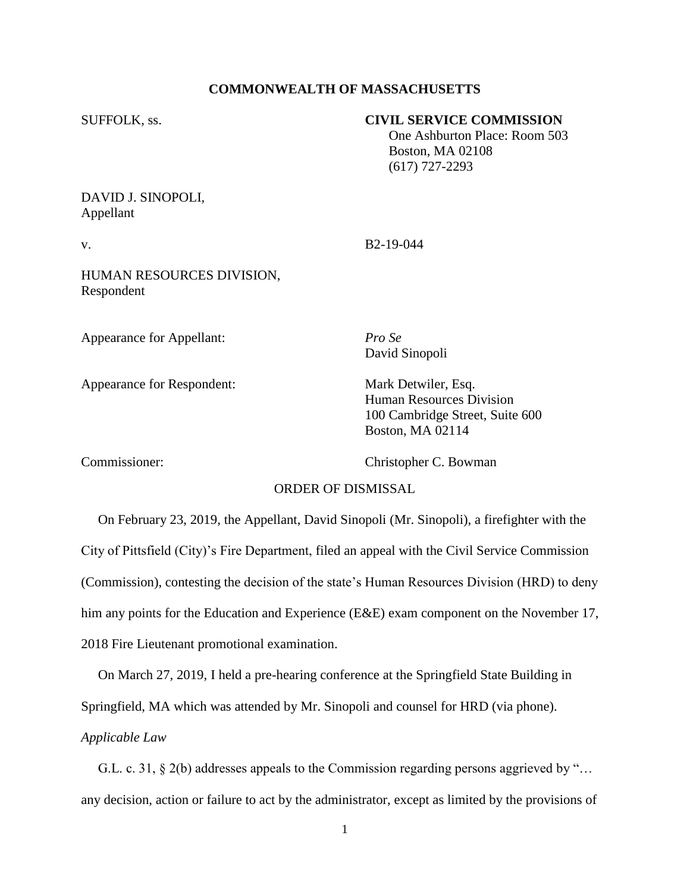**COMMONWEALTH OF MASSACHUSETTS**

SUFFOLK, ss.

**CIVIL SERVICE COMMISSION**
One Ashburton Place: Room 503
Boston, MA 02108
(617) 727-2293

DAVID J. SINOPOLI,
Appellant

v. B2-19-044

HUMAN RESOURCES DIVISION,
Respondent

Appearance for Appellant: *Pro Se*
David Sinopoli

Appearance for Respondent: Mark Detwiler, Esq.
Human Resources Division
100 Cambridge Street, Suite 600
Boston, MA 02114

Commissioner: Christopher C. Bowman

ORDER OF DISMISSAL

On February 23, 2019, the Appellant, David Sinopoli (Mr. Sinopoli), a firefighter with the City of Pittsfield (City)'s Fire Department, filed an appeal with the Civil Service Commission (Commission), contesting the decision of the state's Human Resources Division (HRD) to deny him any points for the Education and Experience (E&E) exam component on the November 17, 2018 Fire Lieutenant promotional examination.

On March 27, 2019, I held a pre-hearing conference at the Springfield State Building in Springfield, MA which was attended by Mr. Sinopoli and counsel for HRD (via phone).

*Applicable Law*

G.L. c. 31, § 2(b) addresses appeals to the Commission regarding persons aggrieved by "… any decision, action or failure to act by the administrator, except as limited by the provisions of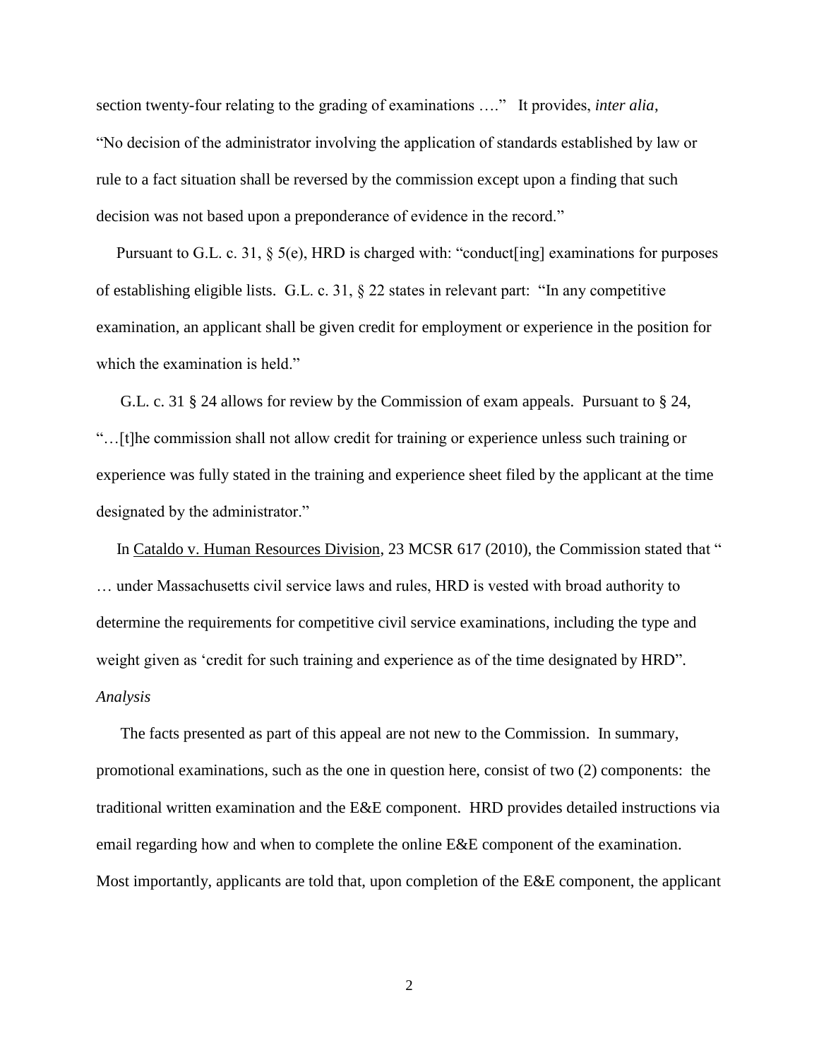section twenty-four relating to the grading of examinations …." It provides, *inter alia*, "No decision of the administrator involving the application of standards established by law or rule to a fact situation shall be reversed by the commission except upon a finding that such decision was not based upon a preponderance of evidence in the record."

Pursuant to G.L. c. 31, § 5(e), HRD is charged with: "conduct[ing] examinations for purposes of establishing eligible lists. G.L. c. 31, § 22 states in relevant part: "In any competitive examination, an applicant shall be given credit for employment or experience in the position for which the examination is held."

G.L. c. 31 § 24 allows for review by the Commission of exam appeals. Pursuant to § 24, "…[t]he commission shall not allow credit for training or experience unless such training or experience was fully stated in the training and experience sheet filed by the applicant at the time designated by the administrator."

In Cataldo v. Human Resources Division, 23 MCSR 617 (2010), the Commission stated that " … under Massachusetts civil service laws and rules, HRD is vested with broad authority to determine the requirements for competitive civil service examinations, including the type and weight given as 'credit for such training and experience as of the time designated by HRD".

*Analysis*

The facts presented as part of this appeal are not new to the Commission. In summary, promotional examinations, such as the one in question here, consist of two (2) components: the traditional written examination and the E&E component. HRD provides detailed instructions via email regarding how and when to complete the online E&E component of the examination. Most importantly, applicants are told that, upon completion of the E&E component, the applicant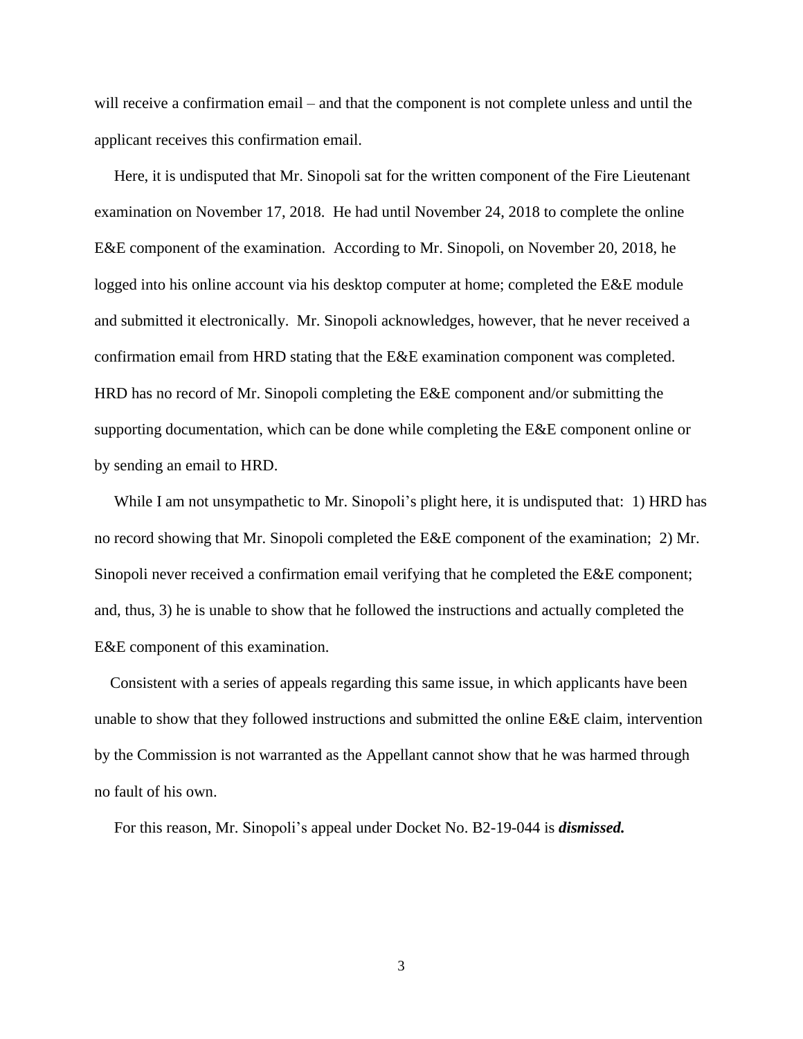will receive a confirmation email – and that the component is not complete unless and until the applicant receives this confirmation email.

Here, it is undisputed that Mr. Sinopoli sat for the written component of the Fire Lieutenant examination on November 17, 2018. He had until November 24, 2018 to complete the online E&E component of the examination. According to Mr. Sinopoli, on November 20, 2018, he logged into his online account via his desktop computer at home; completed the E&E module and submitted it electronically. Mr. Sinopoli acknowledges, however, that he never received a confirmation email from HRD stating that the E&E examination component was completed. HRD has no record of Mr. Sinopoli completing the E&E component and/or submitting the supporting documentation, which can be done while completing the E&E component online or by sending an email to HRD.

While I am not unsympathetic to Mr. Sinopoli's plight here, it is undisputed that: 1) HRD has no record showing that Mr. Sinopoli completed the E&E component of the examination; 2) Mr. Sinopoli never received a confirmation email verifying that he completed the E&E component; and, thus, 3) he is unable to show that he followed the instructions and actually completed the E&E component of this examination.

Consistent with a series of appeals regarding this same issue, in which applicants have been unable to show that they followed instructions and submitted the online E&E claim, intervention by the Commission is not warranted as the Appellant cannot show that he was harmed through no fault of his own.

For this reason, Mr. Sinopoli's appeal under Docket No. B2-19-044 is ***dismissed.***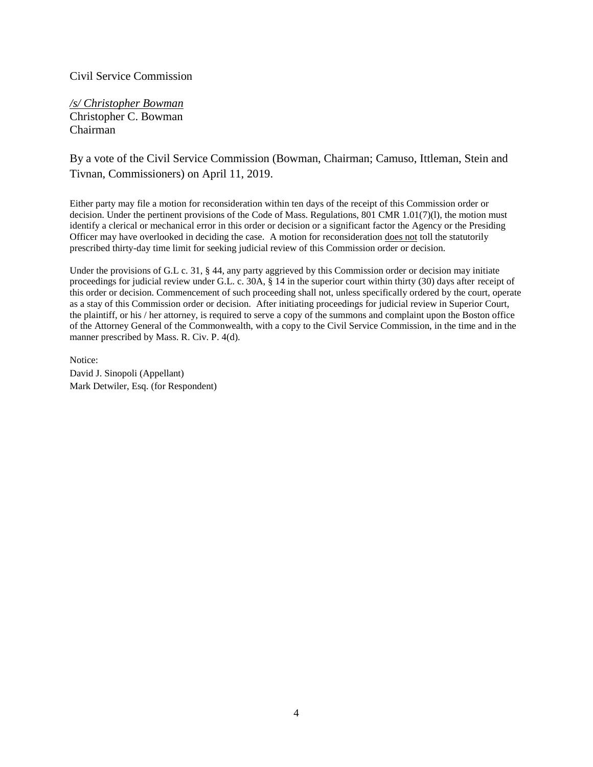Civil Service Commission

*<u>/s/ Christopher Bowman</u>*
Christopher C. Bowman
Chairman

By a vote of the Civil Service Commission (Bowman, Chairman; Camuso, Ittleman, Stein and Tivnan, Commissioners) on April 11, 2019.

Either party may file a motion for reconsideration within ten days of the receipt of this Commission order or decision. Under the pertinent provisions of the Code of Mass. Regulations, 801 CMR 1.01(7)(l), the motion must identify a clerical or mechanical error in this order or decision or a significant factor the Agency or the Presiding Officer may have overlooked in deciding the case. A motion for reconsideration <u>does not</u> toll the statutorily prescribed thirty-day time limit for seeking judicial review of this Commission order or decision.

Under the provisions of G.L c. 31, § 44, any party aggrieved by this Commission order or decision may initiate proceedings for judicial review under G.L. c. 30A, § 14 in the superior court within thirty (30) days after receipt of this order or decision. Commencement of such proceeding shall not, unless specifically ordered by the court, operate as a stay of this Commission order or decision. After initiating proceedings for judicial review in Superior Court, the plaintiff, or his / her attorney, is required to serve a copy of the summons and complaint upon the Boston office of the Attorney General of the Commonwealth, with a copy to the Civil Service Commission, in the time and in the manner prescribed by Mass. R. Civ. P. 4(d).

Notice:
David J. Sinopoli (Appellant)
Mark Detwiler, Esq. (for Respondent)